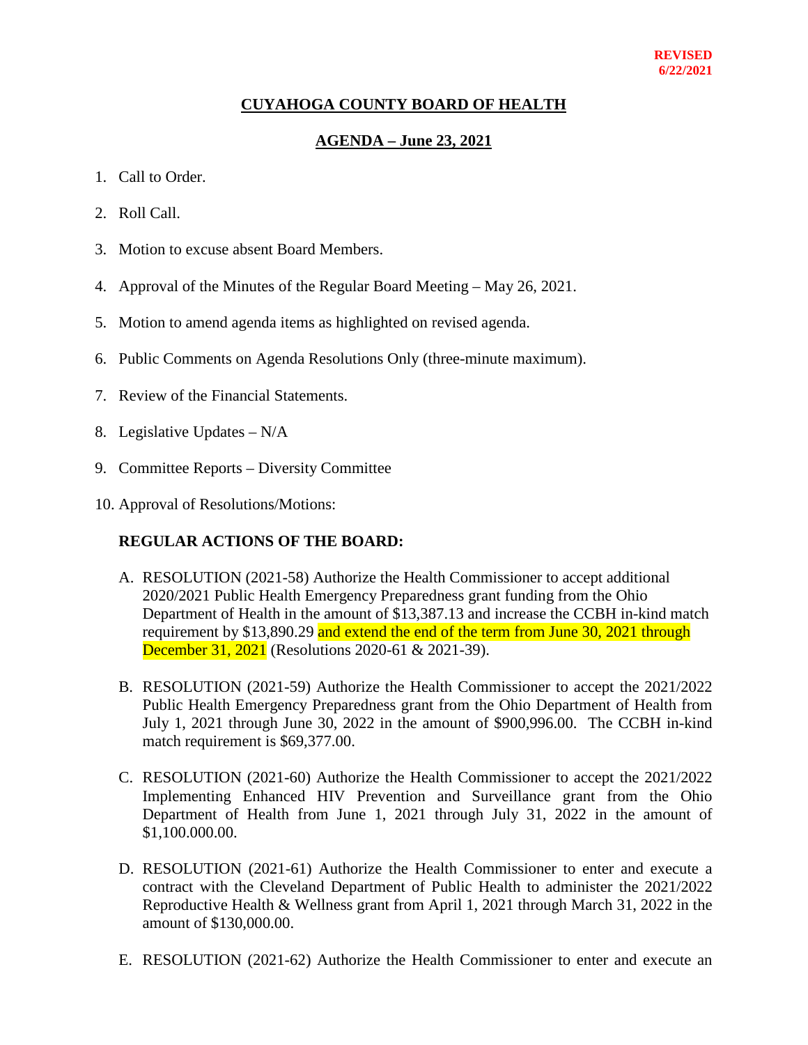**REVISED**
**6/22/2021**

# CUYAHOGA COUNTY BOARD OF HEALTH

## AGENDA – June 23, 2021

1. Call to Order.
2. Roll Call.
3. Motion to excuse absent Board Members.
4. Approval of the Minutes of the Regular Board Meeting – May 26, 2021.
5. Motion to amend agenda items as highlighted on revised agenda.
6. Public Comments on Agenda Resolutions Only (three-minute maximum).
7. Review of the Financial Statements.
8. Legislative Updates – N/A
9. Committee Reports – Diversity Committee
10. Approval of Resolutions/Motions:

**REGULAR ACTIONS OF THE BOARD:**

A. RESOLUTION (2021-58) Authorize the Health Commissioner to accept additional 2020/2021 Public Health Emergency Preparedness grant funding from the Ohio Department of Health in the amount of $13,387.13 and increase the CCBH in-kind match requirement by $13,890.29 and extend the end of the term from June 30, 2021 through December 31, 2021 (Resolutions 2020-61 & 2021-39).

B. RESOLUTION (2021-59) Authorize the Health Commissioner to accept the 2021/2022 Public Health Emergency Preparedness grant from the Ohio Department of Health from July 1, 2021 through June 30, 2022 in the amount of $900,996.00. The CCBH in-kind match requirement is $69,377.00.

C. RESOLUTION (2021-60) Authorize the Health Commissioner to accept the 2021/2022 Implementing Enhanced HIV Prevention and Surveillance grant from the Ohio Department of Health from June 1, 2021 through July 31, 2022 in the amount of $1,100.000.00.

D. RESOLUTION (2021-61) Authorize the Health Commissioner to enter and execute a contract with the Cleveland Department of Public Health to administer the 2021/2022 Reproductive Health & Wellness grant from April 1, 2021 through March 31, 2022 in the amount of $130,000.00.

E. RESOLUTION (2021-62) Authorize the Health Commissioner to enter and execute an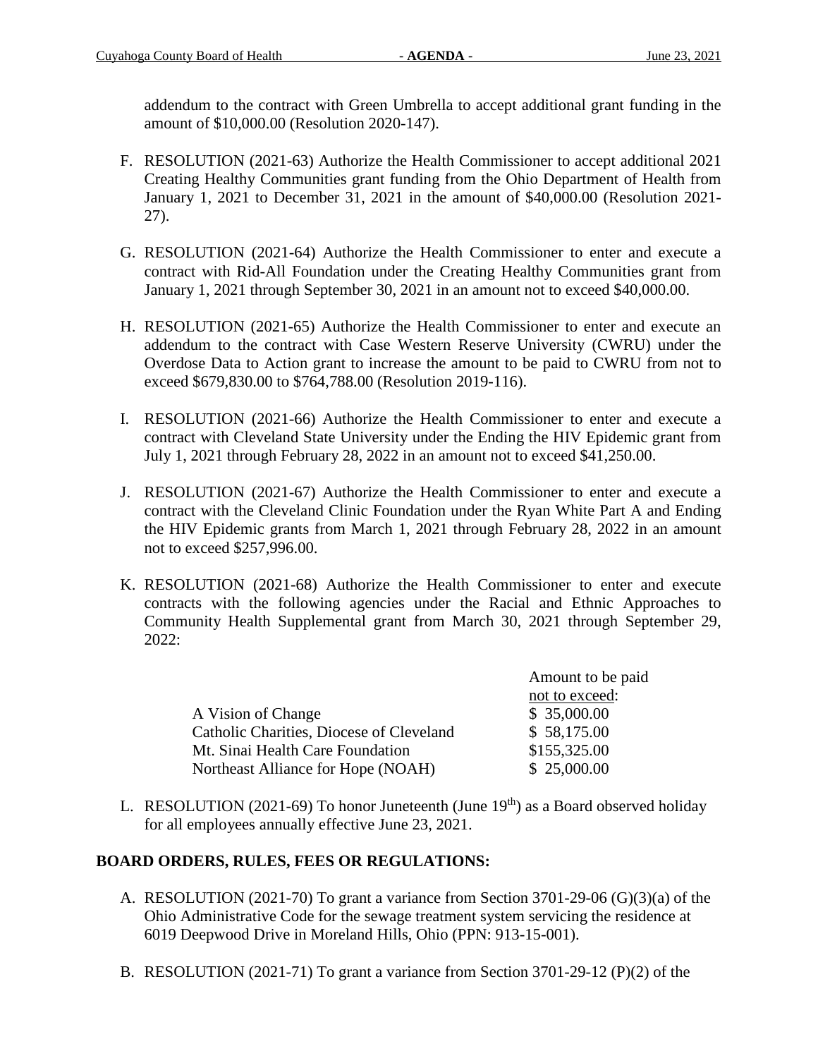addendum to the contract with Green Umbrella to accept additional grant funding in the amount of $10,000.00 (Resolution 2020-147).

F. RESOLUTION (2021-63) Authorize the Health Commissioner to accept additional 2021 Creating Healthy Communities grant funding from the Ohio Department of Health from January 1, 2021 to December 31, 2021 in the amount of $40,000.00 (Resolution 2021-27).

G. RESOLUTION (2021-64) Authorize the Health Commissioner to enter and execute a contract with Rid-All Foundation under the Creating Healthy Communities grant from January 1, 2021 through September 30, 2021 in an amount not to exceed $40,000.00.

H. RESOLUTION (2021-65) Authorize the Health Commissioner to enter and execute an addendum to the contract with Case Western Reserve University (CWRU) under the Overdose Data to Action grant to increase the amount to be paid to CWRU from not to exceed $679,830.00 to $764,788.00 (Resolution 2019-116).

I. RESOLUTION (2021-66) Authorize the Health Commissioner to enter and execute a contract with Cleveland State University under the Ending the HIV Epidemic grant from July 1, 2021 through February 28, 2022 in an amount not to exceed $41,250.00.

J. RESOLUTION (2021-67) Authorize the Health Commissioner to enter and execute a contract with the Cleveland Clinic Foundation under the Ryan White Part A and Ending the HIV Epidemic grants from March 1, 2021 through February 28, 2022 in an amount not to exceed $257,996.00.

K. RESOLUTION (2021-68) Authorize the Health Commissioner to enter and execute contracts with the following agencies under the Racial and Ethnic Approaches to Community Health Supplemental grant from March 30, 2021 through September 29, 2022:

| | Amount to be paid not to exceed: |
|---|---|
| A Vision of Change | $ 35,000.00 |
| Catholic Charities, Diocese of Cleveland | $ 58,175.00 |
| Mt. Sinai Health Care Foundation | $155,325.00 |
| Northeast Alliance for Hope (NOAH) | $ 25,000.00 |

L. RESOLUTION (2021-69) To honor Juneteenth (June 19th) as a Board observed holiday for all employees annually effective June 23, 2021.

**BOARD ORDERS, RULES, FEES OR REGULATIONS:**

A. RESOLUTION (2021-70) To grant a variance from Section 3701-29-06 (G)(3)(a) of the Ohio Administrative Code for the sewage treatment system servicing the residence at 6019 Deepwood Drive in Moreland Hills, Ohio (PPN: 913-15-001).

B. RESOLUTION (2021-71) To grant a variance from Section 3701-29-12 (P)(2) of the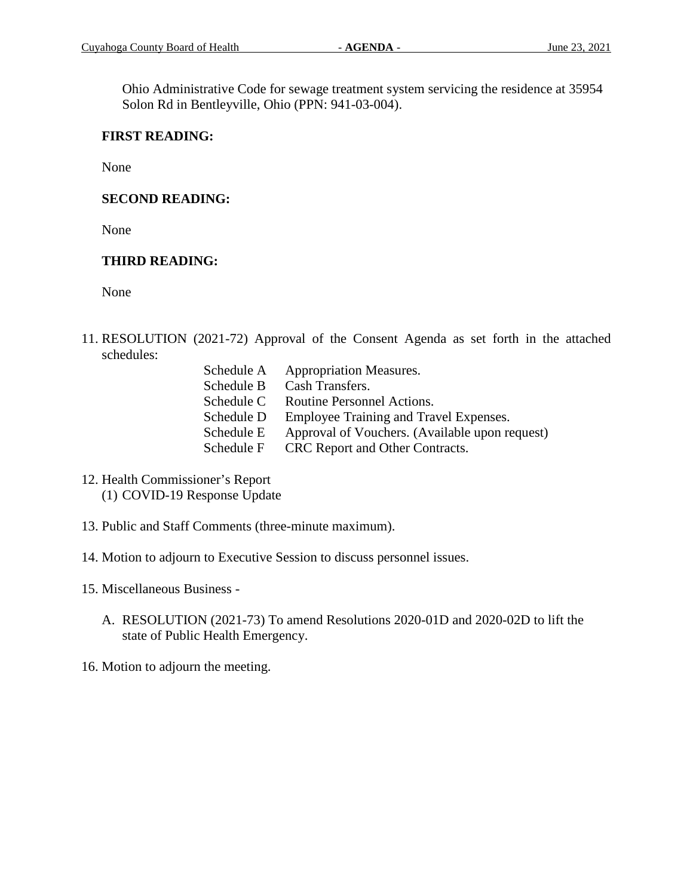Ohio Administrative Code for sewage treatment system servicing the residence at 35954 Solon Rd in Bentleyville, Ohio (PPN: 941-03-004).

**FIRST READING:**

None

**SECOND READING:**

None

**THIRD READING:**

None

11. RESOLUTION (2021-72) Approval of the Consent Agenda as set forth in the attached schedules:

    | | |
    |---|---|
    | Schedule A | Appropriation Measures. |
    | Schedule B | Cash Transfers. |
    | Schedule C | Routine Personnel Actions. |
    | Schedule D | Employee Training and Travel Expenses. |
    | Schedule E | Approval of Vouchers. (Available upon request) |
    | Schedule F | CRC Report and Other Contracts. |

12. Health Commissioner's Report
    (1) COVID-19 Response Update

13. Public and Staff Comments (three-minute maximum).

14. Motion to adjourn to Executive Session to discuss personnel issues.

15. Miscellaneous Business -

    A. RESOLUTION (2021-73) To amend Resolutions 2020-01D and 2020-02D to lift the state of Public Health Emergency.

16. Motion to adjourn the meeting.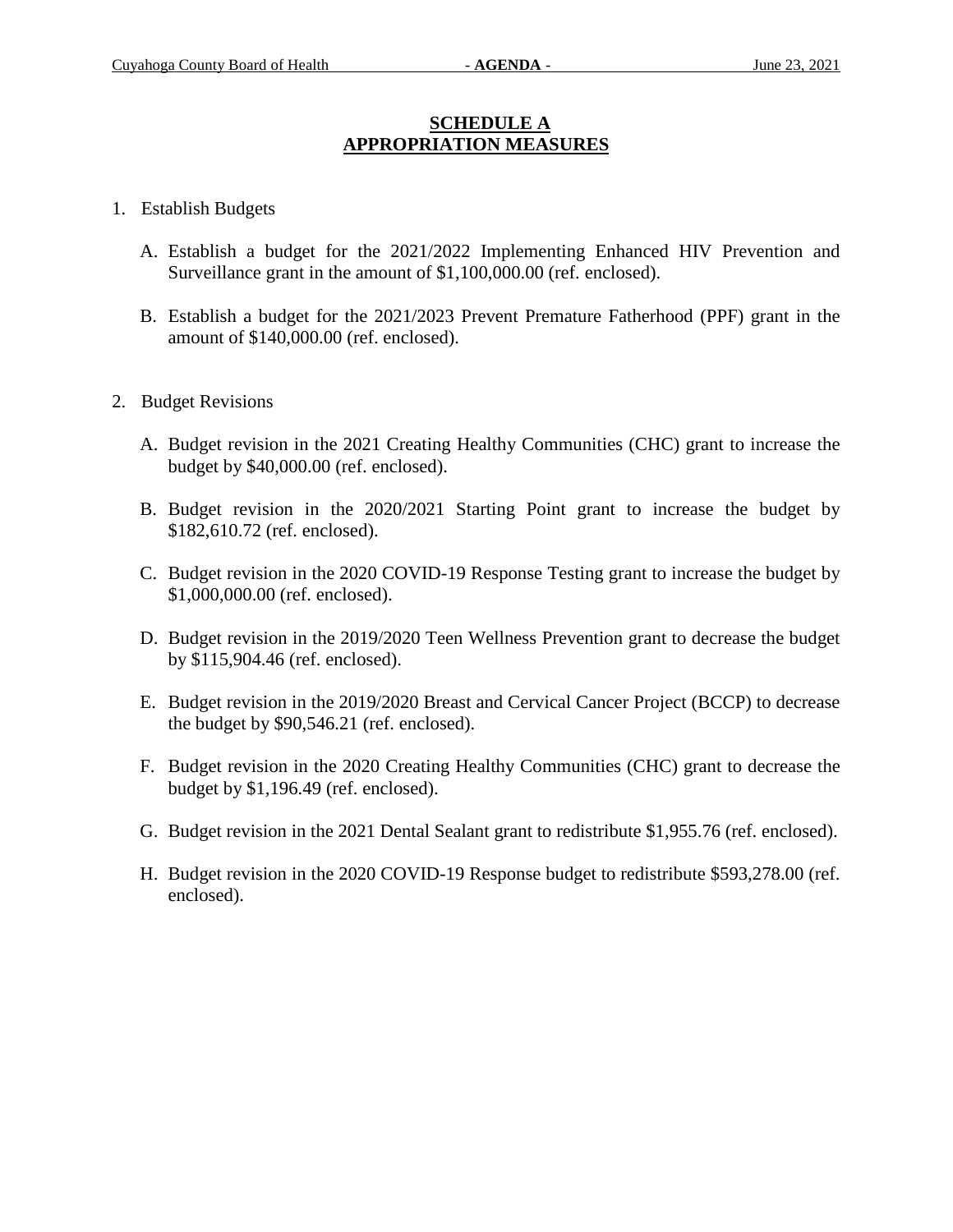# SCHEDULE A
# APPROPRIATION MEASURES

1. Establish Budgets

   A. Establish a budget for the 2021/2022 Implementing Enhanced HIV Prevention and Surveillance grant in the amount of $1,100,000.00 (ref. enclosed).

   B. Establish a budget for the 2021/2023 Prevent Premature Fatherhood (PPF) grant in the amount of $140,000.00 (ref. enclosed).

2. Budget Revisions

   A. Budget revision in the 2021 Creating Healthy Communities (CHC) grant to increase the budget by $40,000.00 (ref. enclosed).

   B. Budget revision in the 2020/2021 Starting Point grant to increase the budget by $182,610.72 (ref. enclosed).

   C. Budget revision in the 2020 COVID-19 Response Testing grant to increase the budget by $1,000,000.00 (ref. enclosed).

   D. Budget revision in the 2019/2020 Teen Wellness Prevention grant to decrease the budget by $115,904.46 (ref. enclosed).

   E. Budget revision in the 2019/2020 Breast and Cervical Cancer Project (BCCP) to decrease the budget by $90,546.21 (ref. enclosed).

   F. Budget revision in the 2020 Creating Healthy Communities (CHC) grant to decrease the budget by $1,196.49 (ref. enclosed).

   G. Budget revision in the 2021 Dental Sealant grant to redistribute $1,955.76 (ref. enclosed).

   H. Budget revision in the 2020 COVID-19 Response budget to redistribute $593,278.00 (ref. enclosed).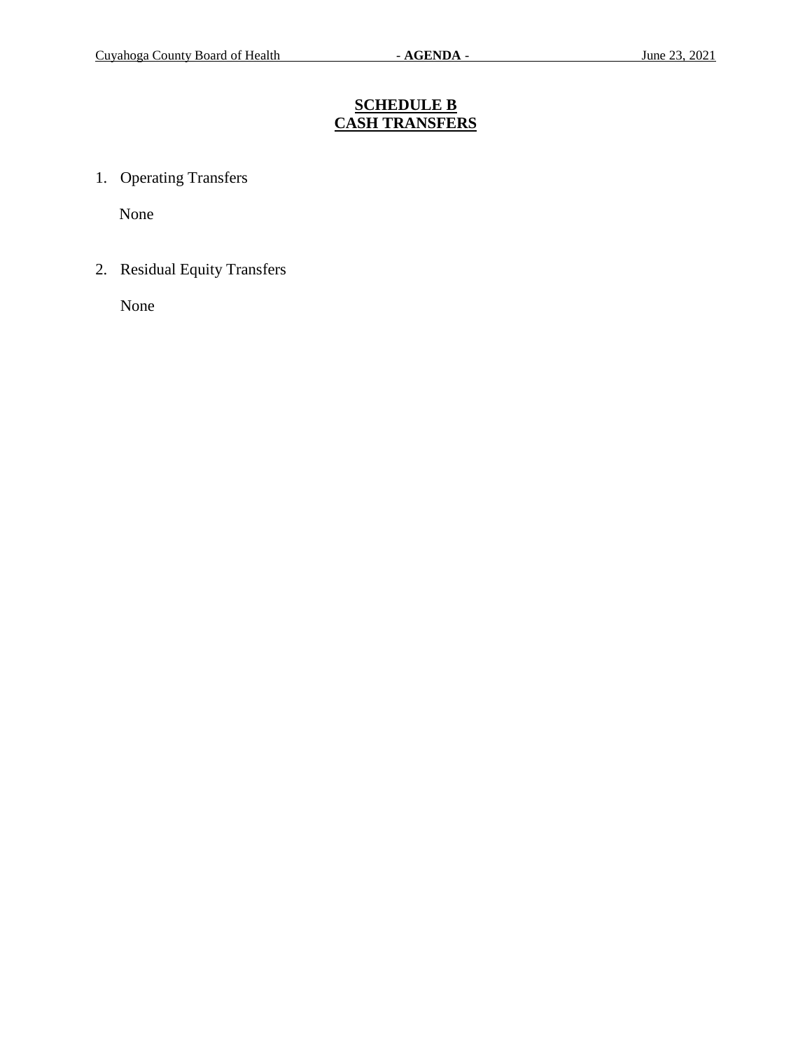## SCHEDULE B
## CASH TRANSFERS

1. Operating Transfers

   None

2. Residual Equity Transfers

   None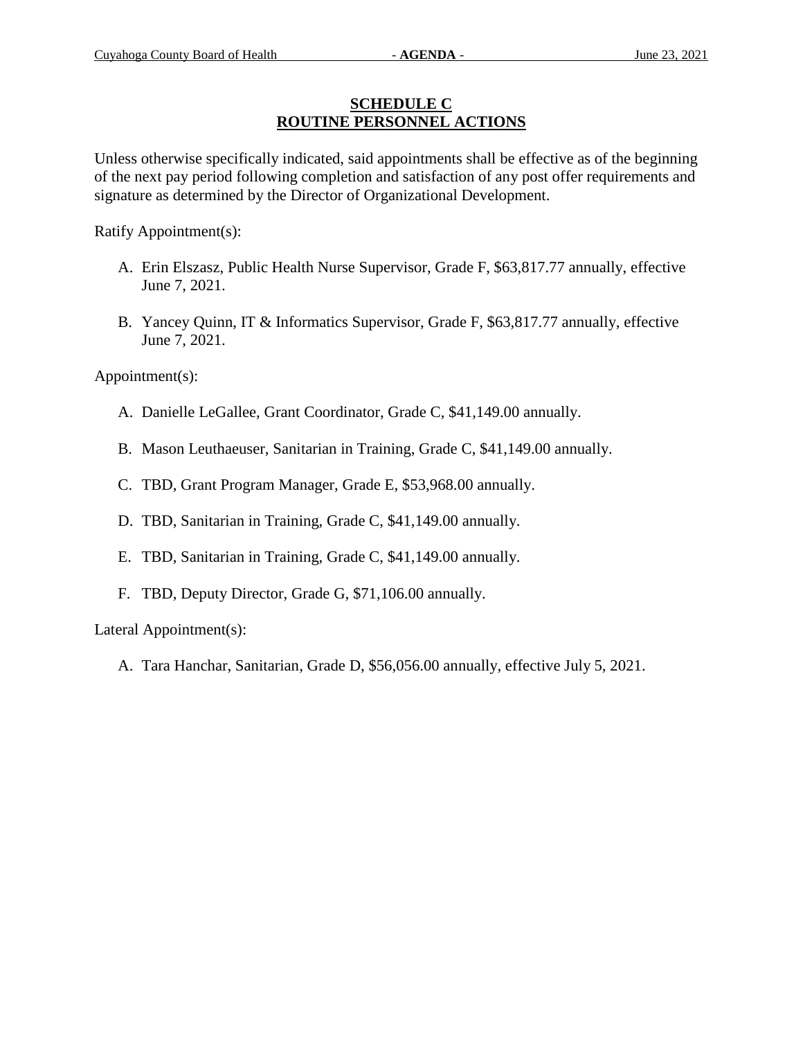## SCHEDULE C
## ROUTINE PERSONNEL ACTIONS

Unless otherwise specifically indicated, said appointments shall be effective as of the beginning of the next pay period following completion and satisfaction of any post offer requirements and signature as determined by the Director of Organizational Development.

Ratify Appointment(s):

A. Erin Elszasz, Public Health Nurse Supervisor, Grade F, $63,817.77 annually, effective June 7, 2021.

B. Yancey Quinn, IT & Informatics Supervisor, Grade F, $63,817.77 annually, effective June 7, 2021.

Appointment(s):

A. Danielle LeGallee, Grant Coordinator, Grade C, $41,149.00 annually.

B. Mason Leuthaeuser, Sanitarian in Training, Grade C, $41,149.00 annually.

C. TBD, Grant Program Manager, Grade E, $53,968.00 annually.

D. TBD, Sanitarian in Training, Grade C, $41,149.00 annually.

E. TBD, Sanitarian in Training, Grade C, $41,149.00 annually.

F. TBD, Deputy Director, Grade G, $71,106.00 annually.

Lateral Appointment(s):

A. Tara Hanchar, Sanitarian, Grade D, $56,056.00 annually, effective July 5, 2021.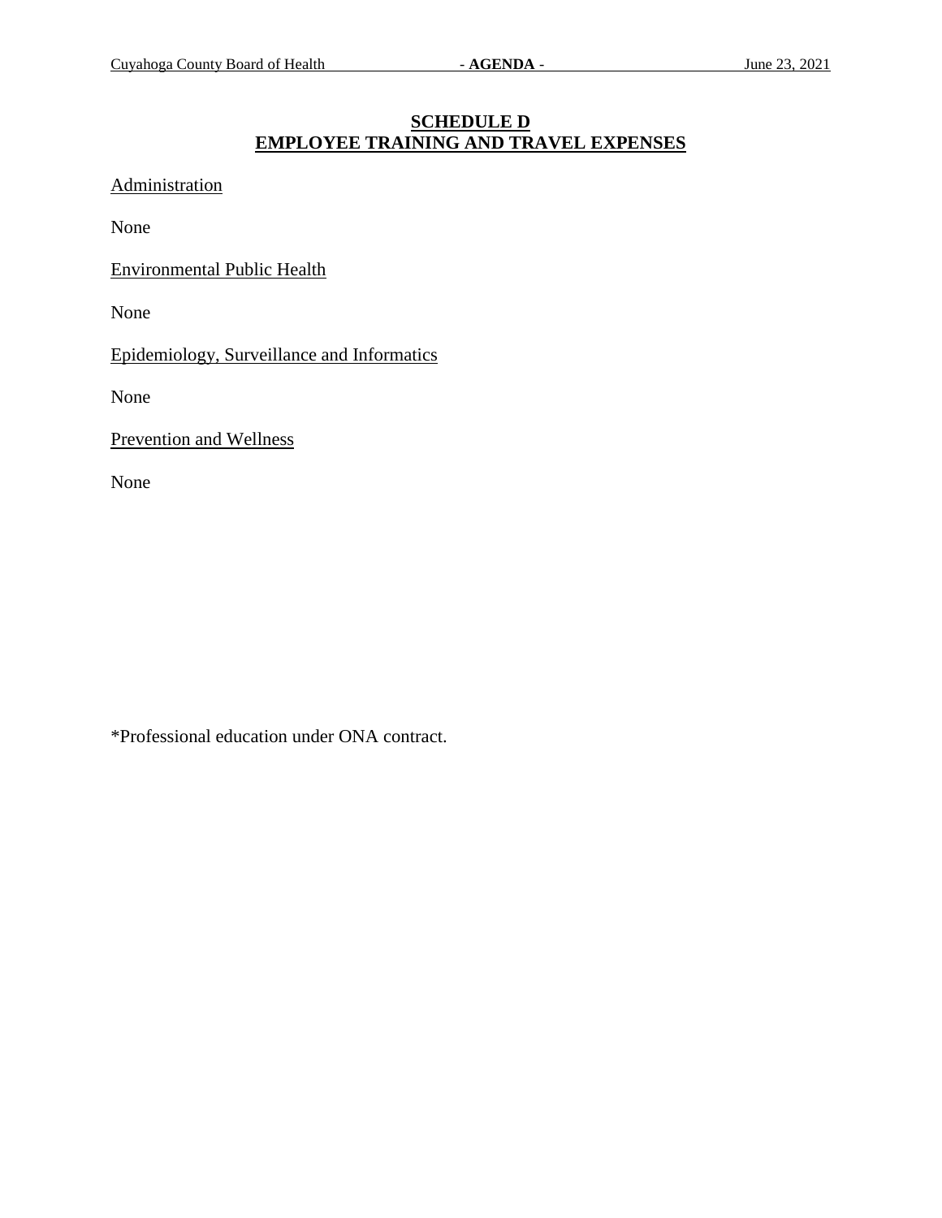## SCHEDULE D
## EMPLOYEE TRAINING AND TRAVEL EXPENSES

Administration

None

Environmental Public Health

None

Epidemiology, Surveillance and Informatics

None

Prevention and Wellness

None

*Professional education under ONA contract.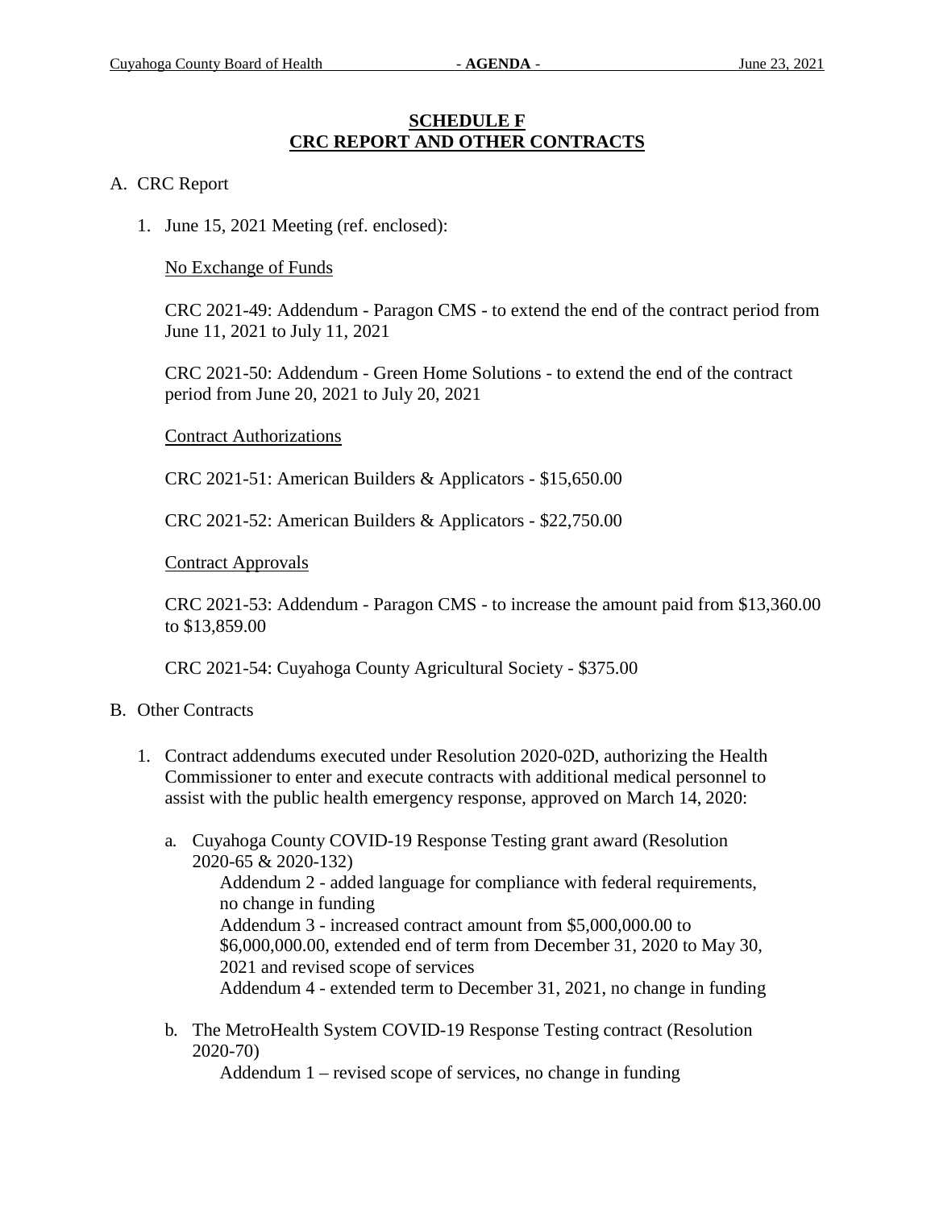## SCHEDULE F
## CRC REPORT AND OTHER CONTRACTS

A. CRC Report

1. June 15, 2021 Meeting (ref. enclosed):

   No Exchange of Funds

   CRC 2021-49: Addendum - Paragon CMS - to extend the end of the contract period from June 11, 2021 to July 11, 2021

   CRC 2021-50: Addendum - Green Home Solutions - to extend the end of the contract period from June 20, 2021 to July 20, 2021

   Contract Authorizations

   CRC 2021-51: American Builders & Applicators - $15,650.00

   CRC 2021-52: American Builders & Applicators - $22,750.00

   Contract Approvals

   CRC 2021-53: Addendum - Paragon CMS - to increase the amount paid from $13,360.00 to $13,859.00

   CRC 2021-54: Cuyahoga County Agricultural Society - $375.00

B. Other Contracts

1. Contract addendums executed under Resolution 2020-02D, authorizing the Health Commissioner to enter and execute contracts with additional medical personnel to assist with the public health emergency response, approved on March 14, 2020:

   a. Cuyahoga County COVID-19 Response Testing grant award (Resolution 2020-65 & 2020-132)
      Addendum 2 - added language for compliance with federal requirements, no change in funding
      Addendum 3 - increased contract amount from $5,000,000.00 to $6,000,000.00, extended end of term from December 31, 2020 to May 30, 2021 and revised scope of services
      Addendum 4 - extended term to December 31, 2021, no change in funding

   b. The MetroHealth System COVID-19 Response Testing contract (Resolution 2020-70)
      Addendum 1 – revised scope of services, no change in funding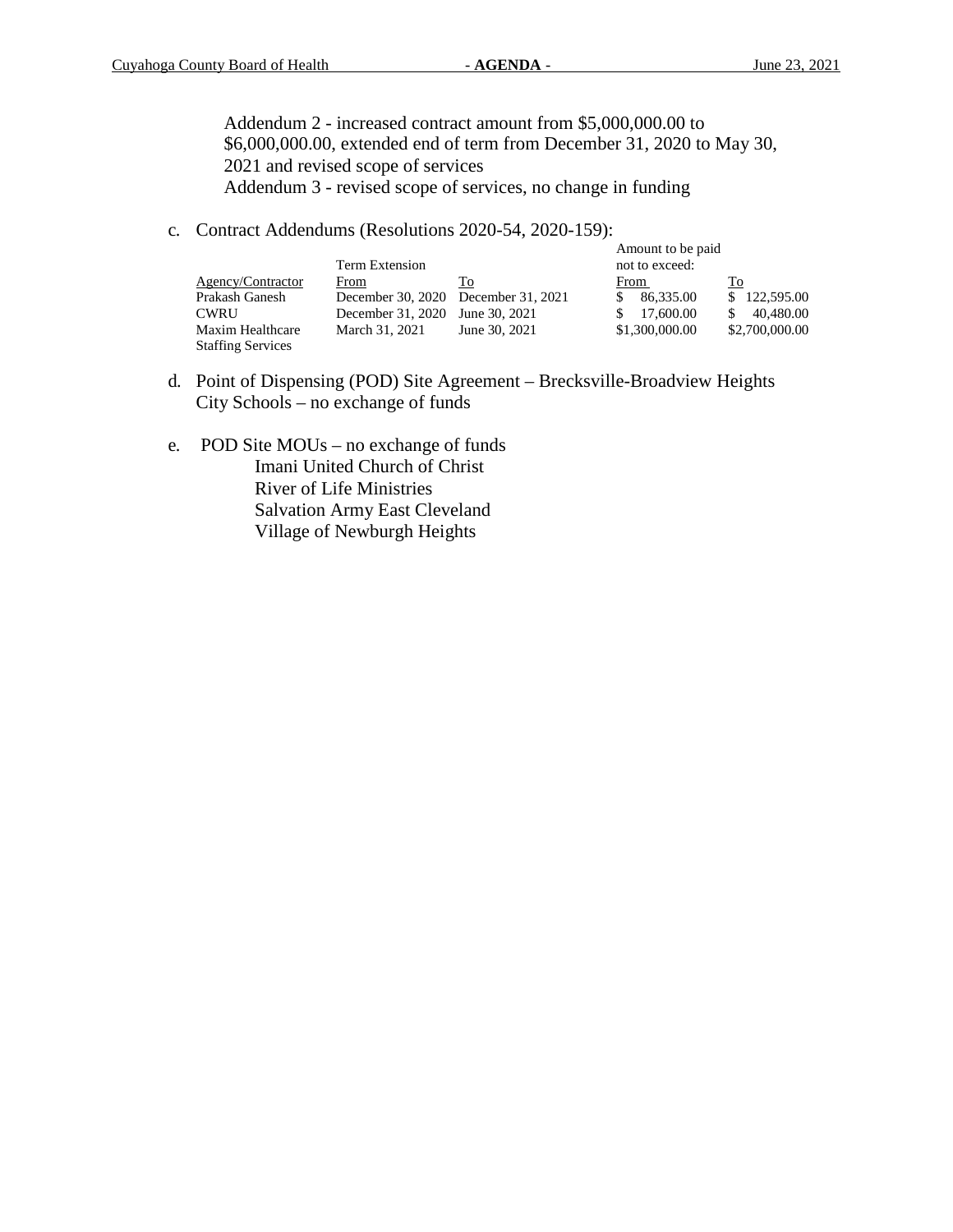Addendum 2 - increased contract amount from $5,000,000.00 to $6,000,000.00, extended end of term from December 31, 2020 to May 30, 2021 and revised scope of services
Addendum 3 - revised scope of services, no change in funding

c. Contract Addendums (Resolutions 2020-54, 2020-159):

| Agency/Contractor | Term Extension From | To | Amount to be paid not to exceed: From | To |
|---|---|---|---|---|
| Prakash Ganesh | December 30, 2020 | December 31, 2021 | $ 86,335.00 | $ 122,595.00 |
| CWRU | December 31, 2020 | June 30, 2021 | $ 17,600.00 | $ 40,480.00 |
| Maxim Healthcare Staffing Services | March 31, 2021 | June 30, 2021 | $1,300,000.00 | $2,700,000.00 |

d. Point of Dispensing (POD) Site Agreement – Brecksville-Broadview Heights City Schools – no exchange of funds

e. POD Site MOUs – no exchange of funds
   - Imani United Church of Christ
   - River of Life Ministries
   - Salvation Army East Cleveland
   - Village of Newburgh Heights